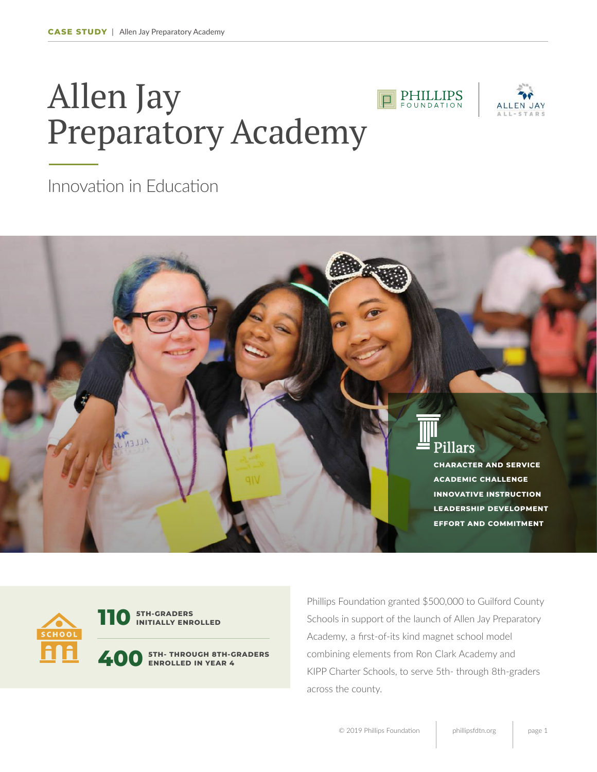# Allen Jay Preparatory Academy

## Innovation in Education

**Pillars**

**CHARACTER AND SERVICE**
**ACADEMIC CHALLENGE**
**INNOVATIVE INSTRUCTION**
**LEADERSHIP DEVELOPMENT**
**EFFORT AND COMMITMENT**

**110** 5TH-GRADERS INITIALLY ENROLLED

**400** 5TH- THROUGH 8TH-GRADERS ENROLLED IN YEAR 4

Phillips Foundation granted $500,000 to Guilford County Schools in support of the launch of Allen Jay Preparatory Academy, a first-of-its kind magnet school model combining elements from Ron Clark Academy and KIPP Charter Schools, to serve 5th- through 8th-graders across the county.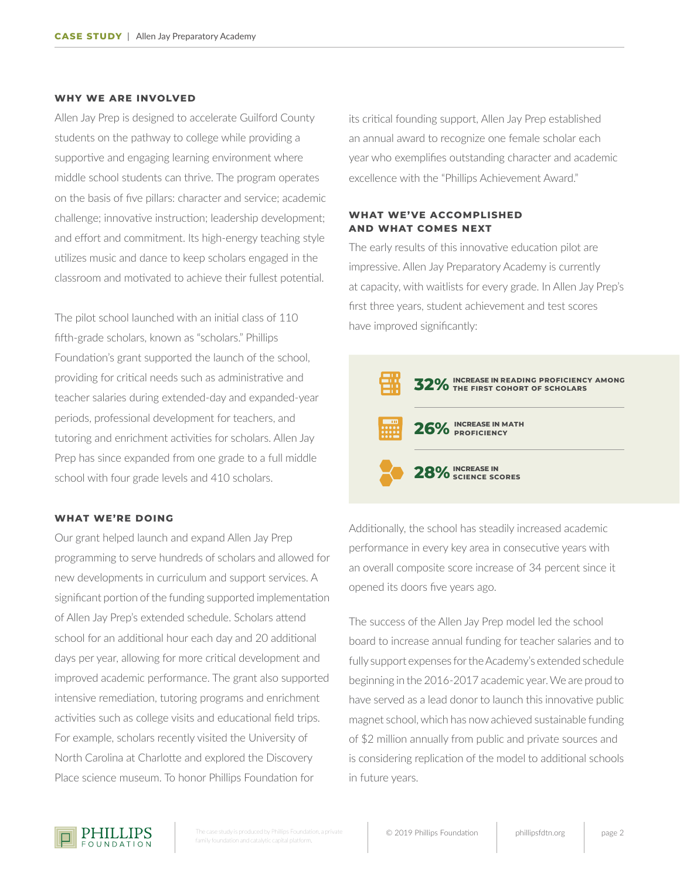## WHY WE ARE INVOLVED

Allen Jay Prep is designed to accelerate Guilford County students on the pathway to college while providing a supportive and engaging learning environment where middle school students can thrive. The program operates on the basis of five pillars: character and service; academic challenge; innovative instruction; leadership development; and effort and commitment. Its high-energy teaching style utilizes music and dance to keep scholars engaged in the classroom and motivated to achieve their fullest potential.

The pilot school launched with an initial class of 110 fifth-grade scholars, known as "scholars." Phillips Foundation's grant supported the launch of the school, providing for critical needs such as administrative and teacher salaries during extended-day and expanded-year periods, professional development for teachers, and tutoring and enrichment activities for scholars. Allen Jay Prep has since expanded from one grade to a full middle school with four grade levels and 410 scholars.

## WHAT WE'RE DOING

Our grant helped launch and expand Allen Jay Prep programming to serve hundreds of scholars and allowed for new developments in curriculum and support services. A significant portion of the funding supported implementation of Allen Jay Prep's extended schedule. Scholars attend school for an additional hour each day and 20 additional days per year, allowing for more critical development and improved academic performance. The grant also supported intensive remediation, tutoring programs and enrichment activities such as college visits and educational field trips. For example, scholars recently visited the University of North Carolina at Charlotte and explored the Discovery Place science museum. To honor Phillips Foundation for its critical founding support, Allen Jay Prep established an annual award to recognize one female scholar each year who exemplifies outstanding character and academic excellence with the "Phillips Achievement Award."

## WHAT WE'VE ACCOMPLISHED AND WHAT COMES NEXT

The early results of this innovative education pilot are impressive. Allen Jay Preparatory Academy is currently at capacity, with waitlists for every grade. In Allen Jay Prep's first three years, student achievement and test scores have improved significantly:

**32%** INCREASE IN READING PROFICIENCY AMONG THE FIRST COHORT OF SCHOLARS

**26%** INCREASE IN MATH PROFICIENCY

**28%** INCREASE IN SCIENCE SCORES

Additionally, the school has steadily increased academic performance in every key area in consecutive years with an overall composite score increase of 34 percent since it opened its doors five years ago.

The success of the Allen Jay Prep model led the school board to increase annual funding for teacher salaries and to fully support expenses for the Academy's extended schedule beginning in the 2016-2017 academic year. We are proud to have served as a lead donor to launch this innovative public magnet school, which has now achieved sustainable funding of $2 million annually from public and private sources and is considering replication of the model to additional schools in future years.